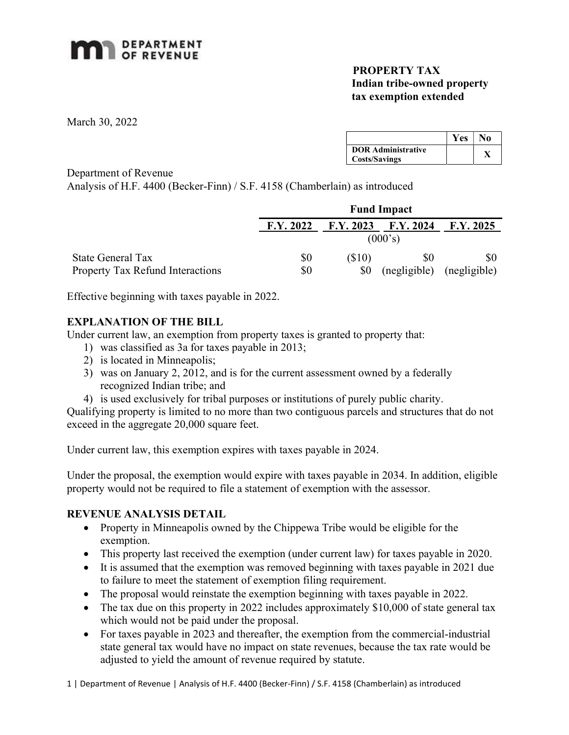DEPARTMENT OF REVENUE

**PROPERTY TAX**
**Indian tribe-owned property tax exemption extended**

March 30, 2022

| | Yes | No |
|---|---|---|
| **DOR Administrative Costs/Savings** | | **X** |

Department of Revenue
Analysis of H.F. 4400 (Becker-Finn) / S.F. 4158 (Chamberlain) as introduced

| | Fund Impact | | | |
|---|---|---|---|---|
| | **F.Y. 2022** | **F.Y. 2023** | **F.Y. 2024** | **F.Y. 2025** |
| | (000's) | | | |
| State General Tax | $0 | ($10) | $0 | $0 |
| Property Tax Refund Interactions | $0 | $0 | (negligible) | (negligible) |

Effective beginning with taxes payable in 2022.

## EXPLANATION OF THE BILL

Under current law, an exemption from property taxes is granted to property that:

1) was classified as 3a for taxes payable in 2013;
2) is located in Minneapolis;
3) was on January 2, 2012, and is for the current assessment owned by a federally recognized Indian tribe; and
4) is used exclusively for tribal purposes or institutions of purely public charity.

Qualifying property is limited to no more than two contiguous parcels and structures that do not exceed in the aggregate 20,000 square feet.

Under current law, this exemption expires with taxes payable in 2024.

Under the proposal, the exemption would expire with taxes payable in 2034. In addition, eligible property would not be required to file a statement of exemption with the assessor.

## REVENUE ANALYSIS DETAIL

- Property in Minneapolis owned by the Chippewa Tribe would be eligible for the exemption.
- This property last received the exemption (under current law) for taxes payable in 2020.
- It is assumed that the exemption was removed beginning with taxes payable in 2021 due to failure to meet the statement of exemption filing requirement.
- The proposal would reinstate the exemption beginning with taxes payable in 2022.
- The tax due on this property in 2022 includes approximately $10,000 of state general tax which would not be paid under the proposal.
- For taxes payable in 2023 and thereafter, the exemption from the commercial-industrial state general tax would have no impact on state revenues, because the tax rate would be adjusted to yield the amount of revenue required by statute.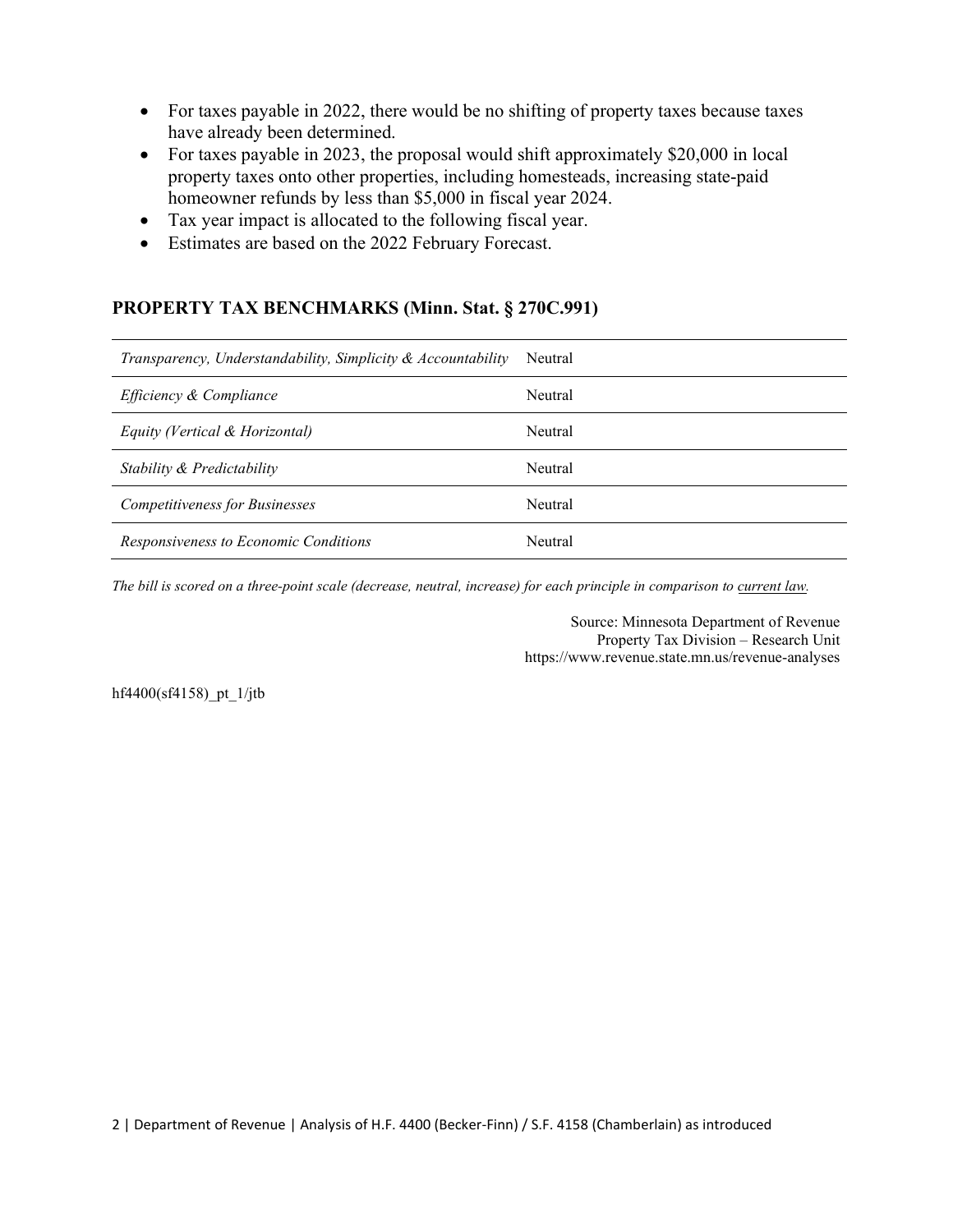- For taxes payable in 2022, there would be no shifting of property taxes because taxes have already been determined.
- For taxes payable in 2023, the proposal would shift approximately $20,000 in local property taxes onto other properties, including homesteads, increasing state-paid homeowner refunds by less than $5,000 in fiscal year 2024.
- Tax year impact is allocated to the following fiscal year.
- Estimates are based on the 2022 February Forecast.

## PROPERTY TAX BENCHMARKS (Minn. Stat. § 270C.991)

| | |
|---|---|
| *Transparency, Understandability, Simplicity & Accountability* | Neutral |
| *Efficiency & Compliance* | Neutral |
| *Equity (Vertical & Horizontal)* | Neutral |
| *Stability & Predictability* | Neutral |
| *Competitiveness for Businesses* | Neutral |
| *Responsiveness to Economic Conditions* | Neutral |

*The bill is scored on a three-point scale (decrease, neutral, increase) for each principle in comparison to current law.*

Source: Minnesota Department of Revenue
Property Tax Division – Research Unit
https://www.revenue.state.mn.us/revenue-analyses

hf4400(sf4158)_pt_1/jtb